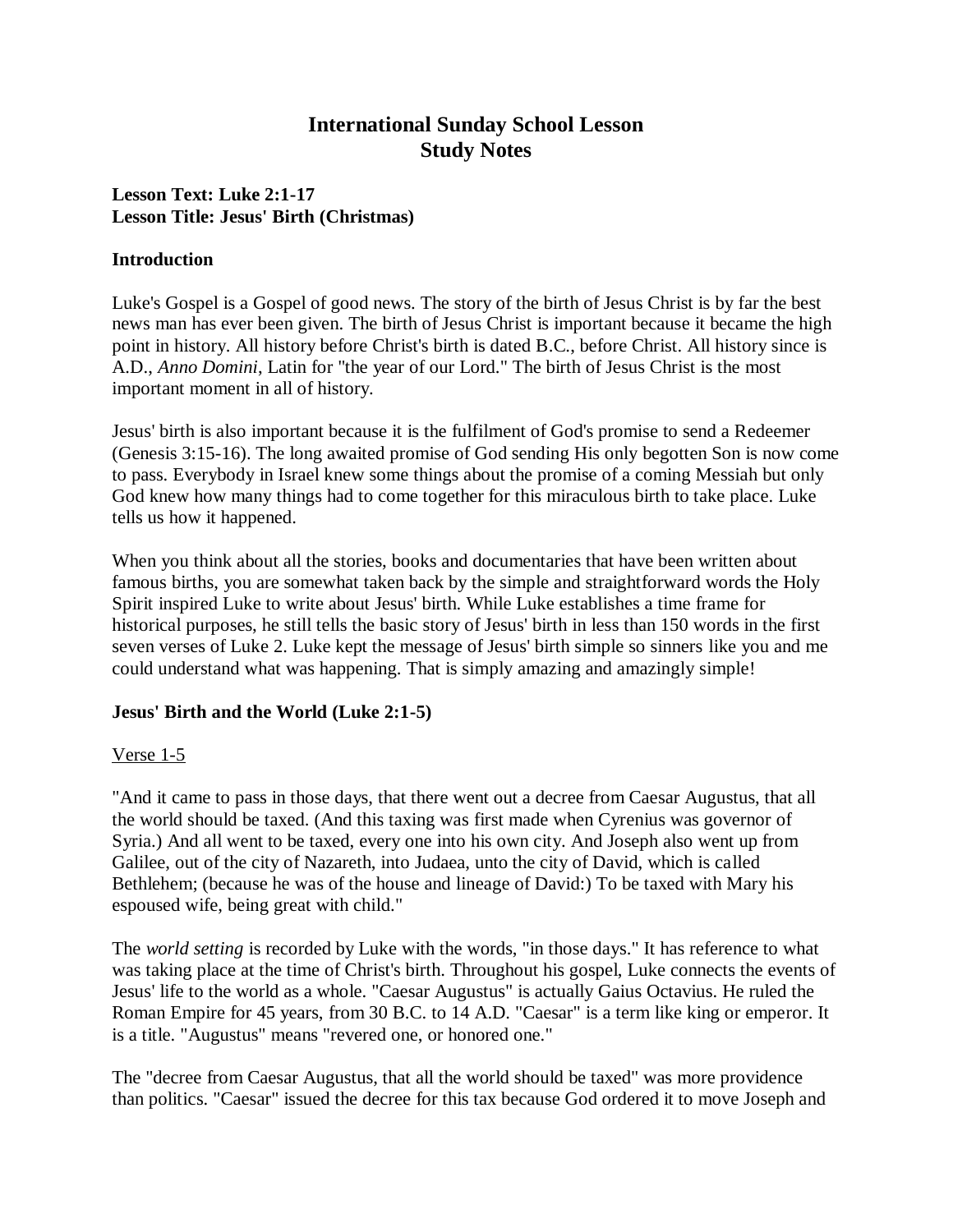# International Sunday School Lesson
# Study Notes

**Lesson Text: Luke 2:1-17**
**Lesson Title: Jesus' Birth (Christmas)**

### Introduction

Luke's Gospel is a Gospel of good news. The story of the birth of Jesus Christ is by far the best news man has ever been given. The birth of Jesus Christ is important because it became the high point in history. All history before Christ's birth is dated B.C., before Christ. All history since is A.D., *Anno Domini*, Latin for "the year of our Lord." The birth of Jesus Christ is the most important moment in all of history.

Jesus' birth is also important because it is the fulfilment of God's promise to send a Redeemer (Genesis 3:15-16). The long awaited promise of God sending His only begotten Son is now come to pass. Everybody in Israel knew some things about the promise of a coming Messiah but only God knew how many things had to come together for this miraculous birth to take place. Luke tells us how it happened.

When you think about all the stories, books and documentaries that have been written about famous births, you are somewhat taken back by the simple and straightforward words the Holy Spirit inspired Luke to write about Jesus' birth. While Luke establishes a time frame for historical purposes, he still tells the basic story of Jesus' birth in less than 150 words in the first seven verses of Luke 2. Luke kept the message of Jesus' birth simple so sinners like you and me could understand what was happening. That is simply amazing and amazingly simple!

### Jesus' Birth and the World (Luke 2:1-5)

<u>Verse 1-5</u>

"And it came to pass in those days, that there went out a decree from Caesar Augustus, that all the world should be taxed. (And this taxing was first made when Cyrenius was governor of Syria.) And all went to be taxed, every one into his own city. And Joseph also went up from Galilee, out of the city of Nazareth, into Judaea, unto the city of David, which is called Bethlehem; (because he was of the house and lineage of David:) To be taxed with Mary his espoused wife, being great with child."

The *world setting* is recorded by Luke with the words, "in those days." It has reference to what was taking place at the time of Christ's birth. Throughout his gospel, Luke connects the events of Jesus' life to the world as a whole. "Caesar Augustus" is actually Gaius Octavius. He ruled the Roman Empire for 45 years, from 30 B.C. to 14 A.D. "Caesar" is a term like king or emperor. It is a title. "Augustus" means "revered one, or honored one."

The "decree from Caesar Augustus, that all the world should be taxed" was more providence than politics. "Caesar" issued the decree for this tax because God ordered it to move Joseph and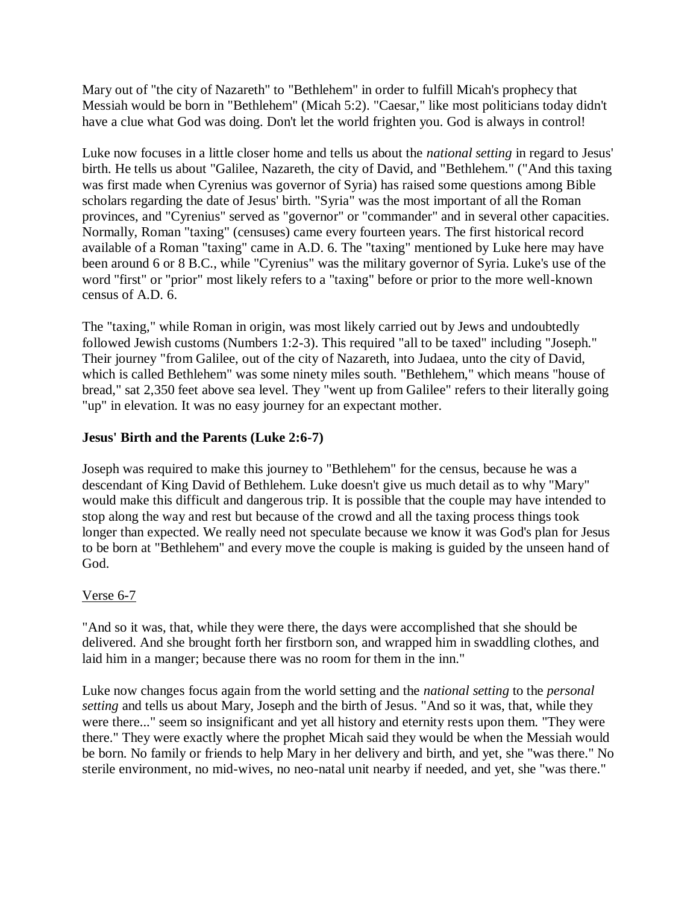Mary out of "the city of Nazareth" to "Bethlehem" in order to fulfill Micah's prophecy that Messiah would be born in "Bethlehem" (Micah 5:2). "Caesar," like most politicians today didn't have a clue what God was doing. Don't let the world frighten you. God is always in control!

Luke now focuses in a little closer home and tells us about the *national setting* in regard to Jesus' birth. He tells us about "Galilee, Nazareth, the city of David, and "Bethlehem." ("And this taxing was first made when Cyrenius was governor of Syria) has raised some questions among Bible scholars regarding the date of Jesus' birth. "Syria" was the most important of all the Roman provinces, and "Cyrenius" served as "governor" or "commander" and in several other capacities. Normally, Roman "taxing" (censuses) came every fourteen years. The first historical record available of a Roman "taxing" came in A.D. 6. The "taxing" mentioned by Luke here may have been around 6 or 8 B.C., while "Cyrenius" was the military governor of Syria. Luke's use of the word "first" or "prior" most likely refers to a "taxing" before or prior to the more well-known census of A.D. 6.

The "taxing," while Roman in origin, was most likely carried out by Jews and undoubtedly followed Jewish customs (Numbers 1:2-3). This required "all to be taxed" including "Joseph." Their journey "from Galilee, out of the city of Nazareth, into Judaea, unto the city of David, which is called Bethlehem" was some ninety miles south. "Bethlehem," which means "house of bread," sat 2,350 feet above sea level. They "went up from Galilee" refers to their literally going "up" in elevation. It was no easy journey for an expectant mother.

**Jesus' Birth and the Parents (Luke 2:6-7)**

Joseph was required to make this journey to "Bethlehem" for the census, because he was a descendant of King David of Bethlehem. Luke doesn't give us much detail as to why "Mary" would make this difficult and dangerous trip. It is possible that the couple may have intended to stop along the way and rest but because of the crowd and all the taxing process things took longer than expected. We really need not speculate because we know it was God's plan for Jesus to be born at "Bethlehem" and every move the couple is making is guided by the unseen hand of God.

<u>Verse 6-7</u>

"And so it was, that, while they were there, the days were accomplished that she should be delivered. And she brought forth her firstborn son, and wrapped him in swaddling clothes, and laid him in a manger; because there was no room for them in the inn."

Luke now changes focus again from the world setting and the *national setting* to the *personal setting* and tells us about Mary, Joseph and the birth of Jesus. "And so it was, that, while they were there..." seem so insignificant and yet all history and eternity rests upon them. "They were there." They were exactly where the prophet Micah said they would be when the Messiah would be born. No family or friends to help Mary in her delivery and birth, and yet, she "was there." No sterile environment, no mid-wives, no neo-natal unit nearby if needed, and yet, she "was there."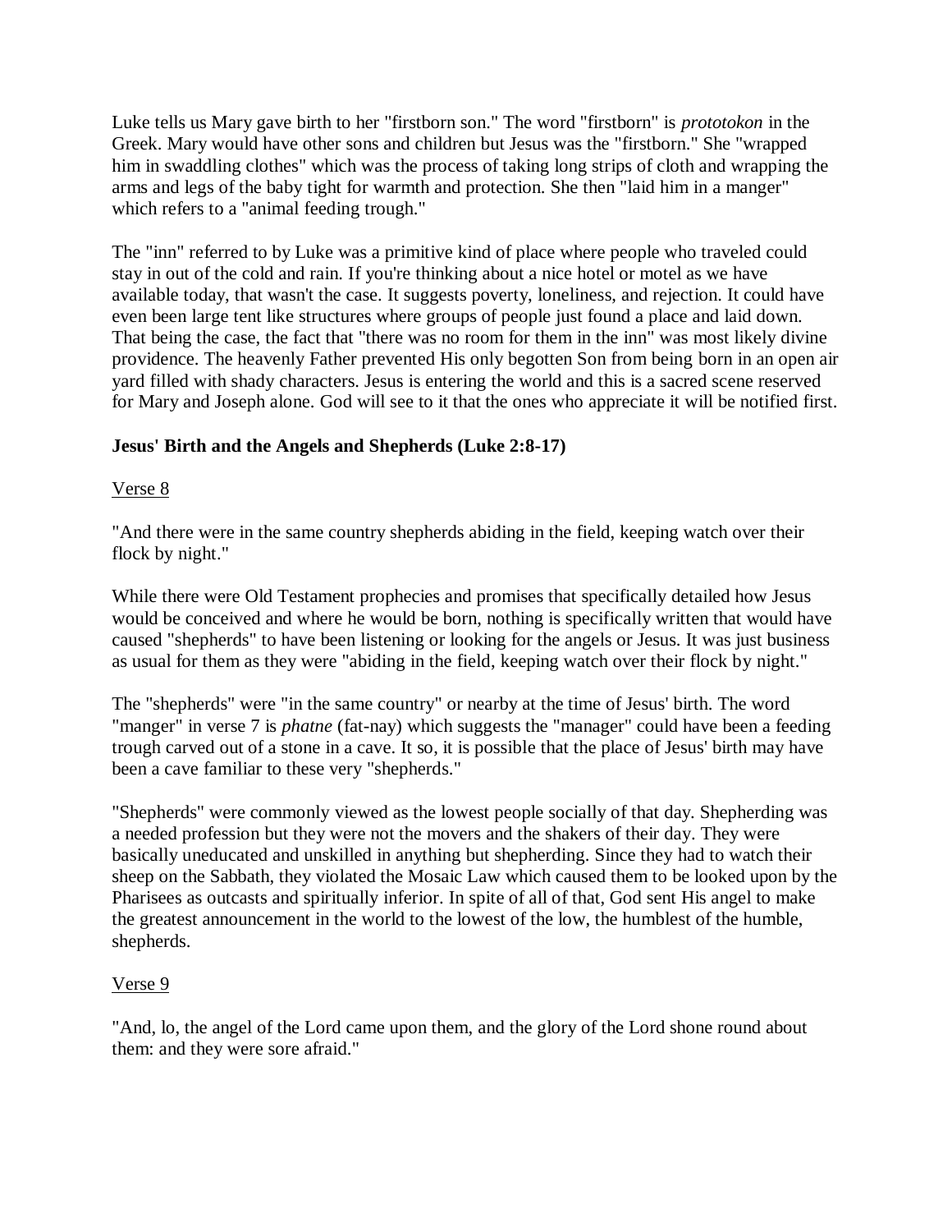Luke tells us Mary gave birth to her "firstborn son." The word "firstborn" is *prototokon* in the Greek. Mary would have other sons and children but Jesus was the "firstborn." She "wrapped him in swaddling clothes" which was the process of taking long strips of cloth and wrapping the arms and legs of the baby tight for warmth and protection. She then "laid him in a manger" which refers to a "animal feeding trough."

The "inn" referred to by Luke was a primitive kind of place where people who traveled could stay in out of the cold and rain. If you're thinking about a nice hotel or motel as we have available today, that wasn't the case. It suggests poverty, loneliness, and rejection. It could have even been large tent like structures where groups of people just found a place and laid down. That being the case, the fact that "there was no room for them in the inn" was most likely divine providence. The heavenly Father prevented His only begotten Son from being born in an open air yard filled with shady characters. Jesus is entering the world and this is a sacred scene reserved for Mary and Joseph alone. God will see to it that the ones who appreciate it will be notified first.

**Jesus' Birth and the Angels and Shepherds (Luke 2:8-17)**

Verse 8

"And there were in the same country shepherds abiding in the field, keeping watch over their flock by night."

While there were Old Testament prophecies and promises that specifically detailed how Jesus would be conceived and where he would be born, nothing is specifically written that would have caused "shepherds" to have been listening or looking for the angels or Jesus. It was just business as usual for them as they were "abiding in the field, keeping watch over their flock by night."

The "shepherds" were "in the same country" or nearby at the time of Jesus' birth. The word "manger" in verse 7 is *phatne* (fat-nay) which suggests the "manager" could have been a feeding trough carved out of a stone in a cave. It so, it is possible that the place of Jesus' birth may have been a cave familiar to these very "shepherds."

"Shepherds" were commonly viewed as the lowest people socially of that day. Shepherding was a needed profession but they were not the movers and the shakers of their day. They were basically uneducated and unskilled in anything but shepherding. Since they had to watch their sheep on the Sabbath, they violated the Mosaic Law which caused them to be looked upon by the Pharisees as outcasts and spiritually inferior. In spite of all of that, God sent His angel to make the greatest announcement in the world to the lowest of the low, the humblest of the humble, shepherds.

Verse 9

"And, lo, the angel of the Lord came upon them, and the glory of the Lord shone round about them: and they were sore afraid."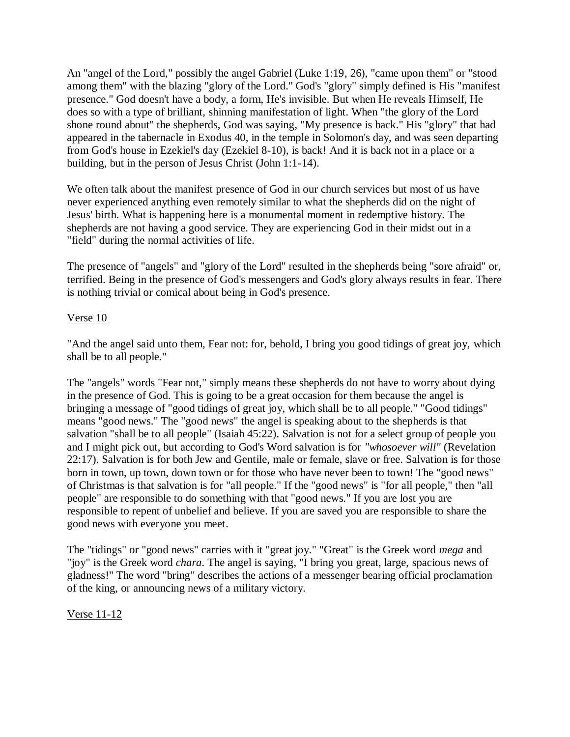An "angel of the Lord," possibly the angel Gabriel (Luke 1:19, 26), "came upon them" or "stood among them" with the blazing "glory of the Lord." God's "glory" simply defined is His "manifest presence." God doesn't have a body, a form, He's invisible. But when He reveals Himself, He does so with a type of brilliant, shinning manifestation of light. When "the glory of the Lord shone round about" the shepherds, God was saying, "My presence is back." His "glory" that had appeared in the tabernacle in Exodus 40, in the temple in Solomon's day, and was seen departing from God's house in Ezekiel's day (Ezekiel 8-10), is back! And it is back not in a place or a building, but in the person of Jesus Christ (John 1:1-14).

We often talk about the manifest presence of God in our church services but most of us have never experienced anything even remotely similar to what the shepherds did on the night of Jesus' birth. What is happening here is a monumental moment in redemptive history. The shepherds are not having a good service. They are experiencing God in their midst out in a "field" during the normal activities of life.

The presence of "angels" and "glory of the Lord" resulted in the shepherds being "sore afraid" or, terrified. Being in the presence of God's messengers and God's glory always results in fear. There is nothing trivial or comical about being in God's presence.

<u>Verse 10</u>

"And the angel said unto them, Fear not: for, behold, I bring you good tidings of great joy, which shall be to all people."

The "angels" words "Fear not," simply means these shepherds do not have to worry about dying in the presence of God. This is going to be a great occasion for them because the angel is bringing a message of "good tidings of great joy, which shall be to all people." "Good tidings" means "good news." The "good news" the angel is speaking about to the shepherds is that salvation "shall be to all people" (Isaiah 45:22). Salvation is not for a select group of people you and I might pick out, but according to God's Word salvation is for *"whosoever will"* (Revelation 22:17). Salvation is for both Jew and Gentile, male or female, slave or free. Salvation is for those born in town, up town, down town or for those who have never been to town! The "good news" of Christmas is that salvation is for "all people." If the "good news" is "for all people," then "all people" are responsible to do something with that "good news." If you are lost you are responsible to repent of unbelief and believe. If you are saved you are responsible to share the good news with everyone you meet.

The "tidings" or "good news" carries with it "great joy." "Great" is the Greek word *mega* and "joy" is the Greek word *chara*. The angel is saying, "I bring you great, large, spacious news of gladness!" The word "bring" describes the actions of a messenger bearing official proclamation of the king, or announcing news of a military victory.

<u>Verse 11-12</u>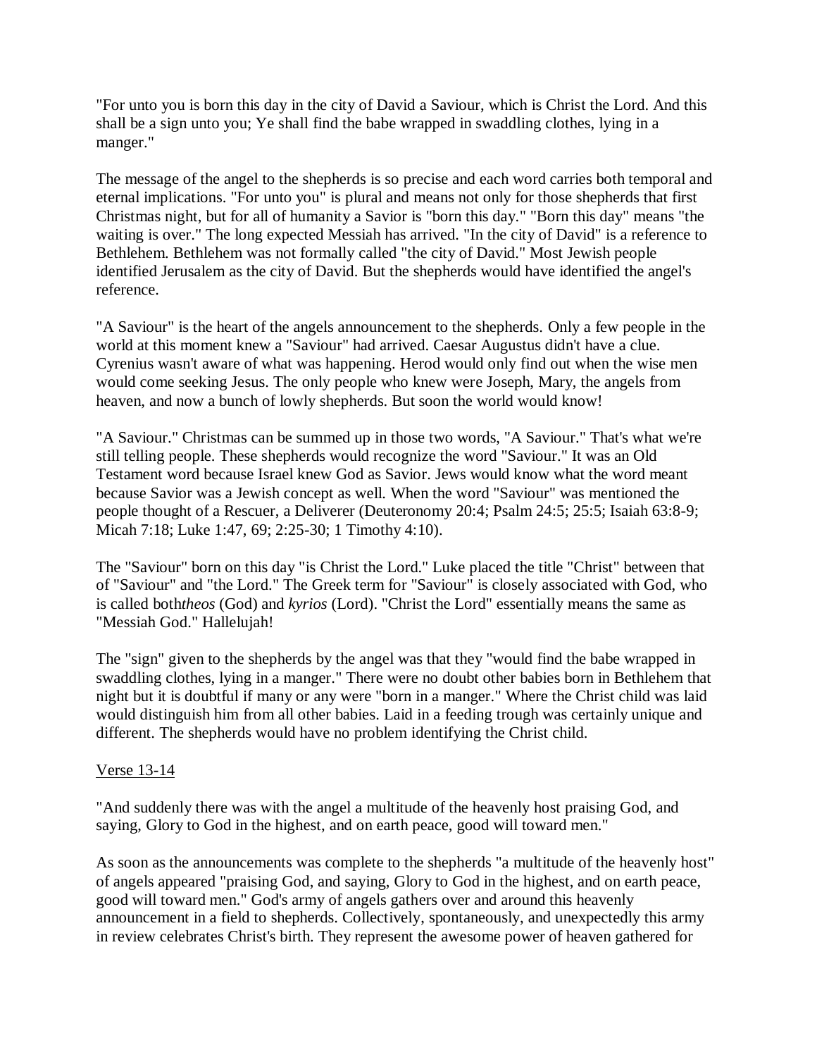"For unto you is born this day in the city of David a Saviour, which is Christ the Lord. And this shall be a sign unto you; Ye shall find the babe wrapped in swaddling clothes, lying in a manger."

The message of the angel to the shepherds is so precise and each word carries both temporal and eternal implications. "For unto you" is plural and means not only for those shepherds that first Christmas night, but for all of humanity a Savior is "born this day." "Born this day" means "the waiting is over." The long expected Messiah has arrived. "In the city of David" is a reference to Bethlehem. Bethlehem was not formally called "the city of David." Most Jewish people identified Jerusalem as the city of David. But the shepherds would have identified the angel's reference.

"A Saviour" is the heart of the angels announcement to the shepherds. Only a few people in the world at this moment knew a "Saviour" had arrived. Caesar Augustus didn't have a clue. Cyrenius wasn't aware of what was happening. Herod would only find out when the wise men would come seeking Jesus. The only people who knew were Joseph, Mary, the angels from heaven, and now a bunch of lowly shepherds. But soon the world would know!

"A Saviour." Christmas can be summed up in those two words, "A Saviour." That's what we're still telling people. These shepherds would recognize the word "Saviour." It was an Old Testament word because Israel knew God as Savior. Jews would know what the word meant because Savior was a Jewish concept as well. When the word "Saviour" was mentioned the people thought of a Rescuer, a Deliverer (Deuteronomy 20:4; Psalm 24:5; 25:5; Isaiah 63:8-9; Micah 7:18; Luke 1:47, 69; 2:25-30; 1 Timothy 4:10).

The "Saviour" born on this day "is Christ the Lord." Luke placed the title "Christ" between that of "Saviour" and "the Lord." The Greek term for "Saviour" is closely associated with God, who is called both*theos* (God) and *kyrios* (Lord). "Christ the Lord" essentially means the same as "Messiah God." Hallelujah!

The "sign" given to the shepherds by the angel was that they "would find the babe wrapped in swaddling clothes, lying in a manger." There were no doubt other babies born in Bethlehem that night but it is doubtful if many or any were "born in a manger." Where the Christ child was laid would distinguish him from all other babies. Laid in a feeding trough was certainly unique and different. The shepherds would have no problem identifying the Christ child.

<u>Verse 13-14</u>

"And suddenly there was with the angel a multitude of the heavenly host praising God, and saying, Glory to God in the highest, and on earth peace, good will toward men."

As soon as the announcements was complete to the shepherds "a multitude of the heavenly host" of angels appeared "praising God, and saying, Glory to God in the highest, and on earth peace, good will toward men." God's army of angels gathers over and around this heavenly announcement in a field to shepherds. Collectively, spontaneously, and unexpectedly this army in review celebrates Christ's birth. They represent the awesome power of heaven gathered for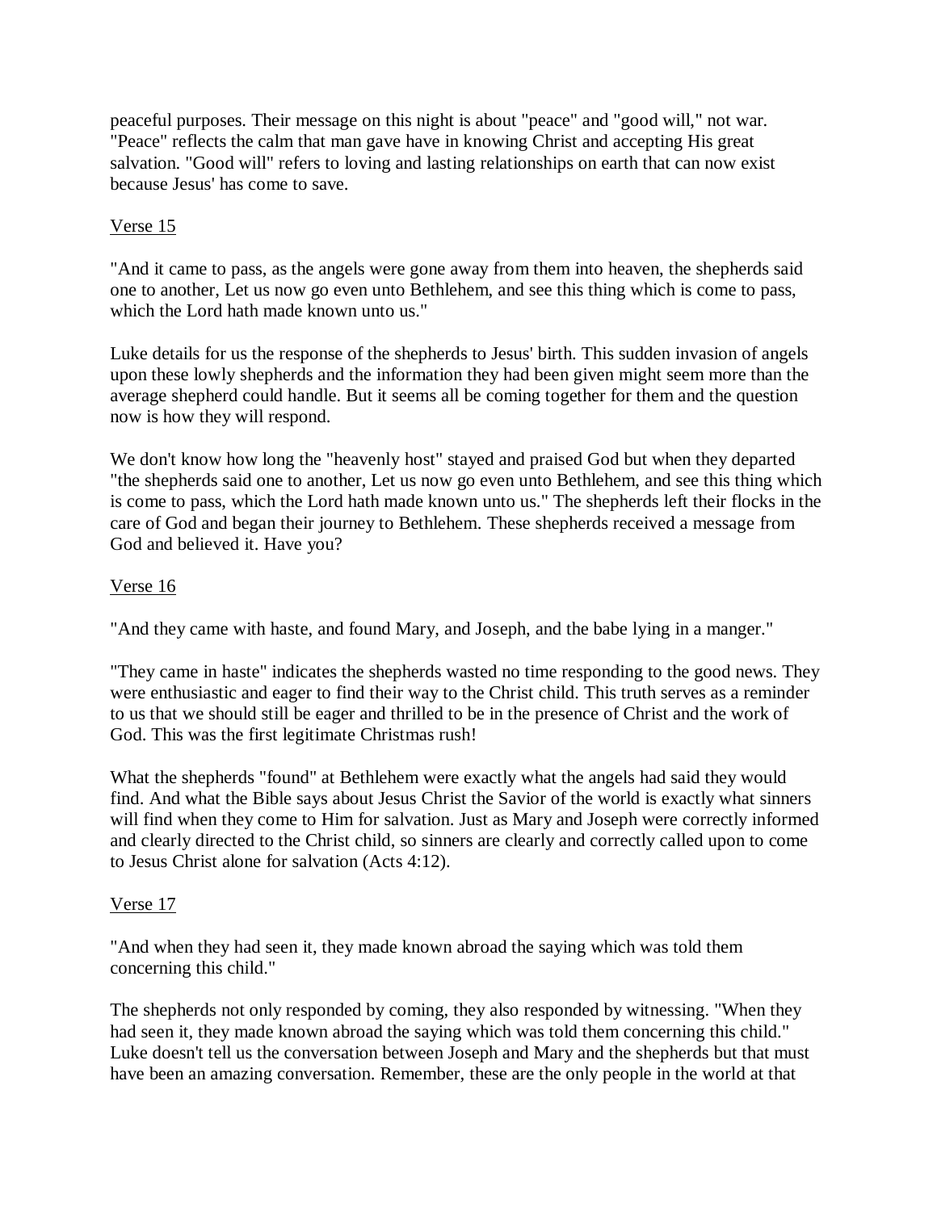peaceful purposes. Their message on this night is about "peace" and "good will," not war. "Peace" reflects the calm that man gave have in knowing Christ and accepting His great salvation. "Good will" refers to loving and lasting relationships on earth that can now exist because Jesus' has come to save.

<u>Verse 15</u>

"And it came to pass, as the angels were gone away from them into heaven, the shepherds said one to another, Let us now go even unto Bethlehem, and see this thing which is come to pass, which the Lord hath made known unto us."

Luke details for us the response of the shepherds to Jesus' birth. This sudden invasion of angels upon these lowly shepherds and the information they had been given might seem more than the average shepherd could handle. But it seems all be coming together for them and the question now is how they will respond.

We don't know how long the "heavenly host" stayed and praised God but when they departed "the shepherds said one to another, Let us now go even unto Bethlehem, and see this thing which is come to pass, which the Lord hath made known unto us." The shepherds left their flocks in the care of God and began their journey to Bethlehem. These shepherds received a message from God and believed it. Have you?

<u>Verse 16</u>

"And they came with haste, and found Mary, and Joseph, and the babe lying in a manger."

"They came in haste" indicates the shepherds wasted no time responding to the good news. They were enthusiastic and eager to find their way to the Christ child. This truth serves as a reminder to us that we should still be eager and thrilled to be in the presence of Christ and the work of God. This was the first legitimate Christmas rush!

What the shepherds "found" at Bethlehem were exactly what the angels had said they would find. And what the Bible says about Jesus Christ the Savior of the world is exactly what sinners will find when they come to Him for salvation. Just as Mary and Joseph were correctly informed and clearly directed to the Christ child, so sinners are clearly and correctly called upon to come to Jesus Christ alone for salvation (Acts 4:12).

<u>Verse 17</u>

"And when they had seen it, they made known abroad the saying which was told them concerning this child."

The shepherds not only responded by coming, they also responded by witnessing. "When they had seen it, they made known abroad the saying which was told them concerning this child." Luke doesn't tell us the conversation between Joseph and Mary and the shepherds but that must have been an amazing conversation. Remember, these are the only people in the world at that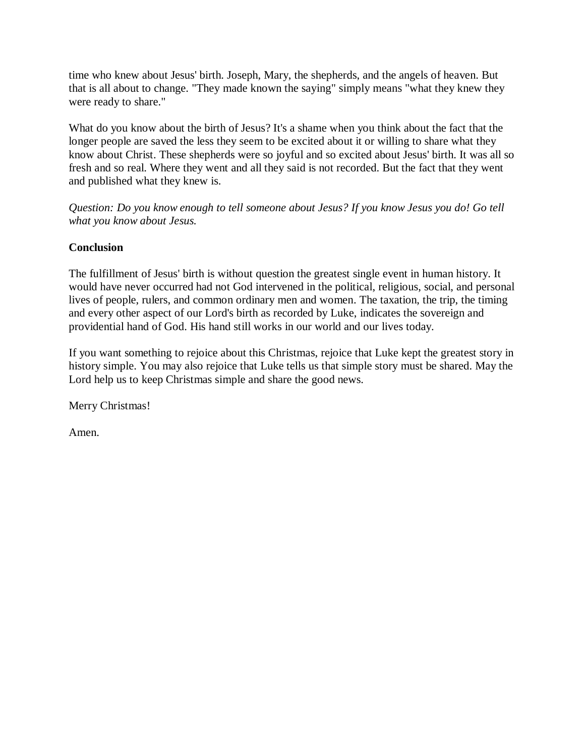time who knew about Jesus' birth. Joseph, Mary, the shepherds, and the angels of heaven. But that is all about to change. "They made known the saying" simply means "what they knew they were ready to share."

What do you know about the birth of Jesus? It's a shame when you think about the fact that the longer people are saved the less they seem to be excited about it or willing to share what they know about Christ. These shepherds were so joyful and so excited about Jesus' birth. It was all so fresh and so real. Where they went and all they said is not recorded. But the fact that they went and published what they knew is.

*Question: Do you know enough to tell someone about Jesus? If you know Jesus you do! Go tell what you know about Jesus.*

**Conclusion**

The fulfillment of Jesus' birth is without question the greatest single event in human history. It would have never occurred had not God intervened in the political, religious, social, and personal lives of people, rulers, and common ordinary men and women. The taxation, the trip, the timing and every other aspect of our Lord's birth as recorded by Luke, indicates the sovereign and providential hand of God. His hand still works in our world and our lives today.

If you want something to rejoice about this Christmas, rejoice that Luke kept the greatest story in history simple. You may also rejoice that Luke tells us that simple story must be shared. May the Lord help us to keep Christmas simple and share the good news.

Merry Christmas!

Amen.